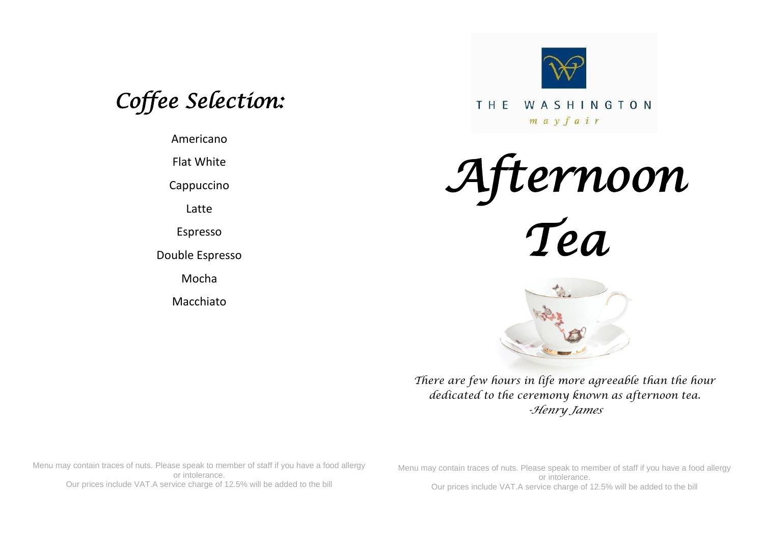# Coffee Selection:

Americano

Flat White

Cappuccino

Latte

Espresso

Double Espresso

Mocha

Macchiato

Menu may contain traces of nuts. Please speak to member of staff if you have a food allergy or intolerance.
Our prices include VAT.A service charge of 12.5% will be added to the bill

THE WASHINGTON
mayfair

# Afternoon Tea

*There are few hours in life more agreeable than the hour dedicated to the ceremony known as afternoon tea.*
*-Henry James*

Menu may contain traces of nuts. Please speak to member of staff if you have a food allergy or intolerance.
Our prices include VAT.A service charge of 12.5% will be added to the bill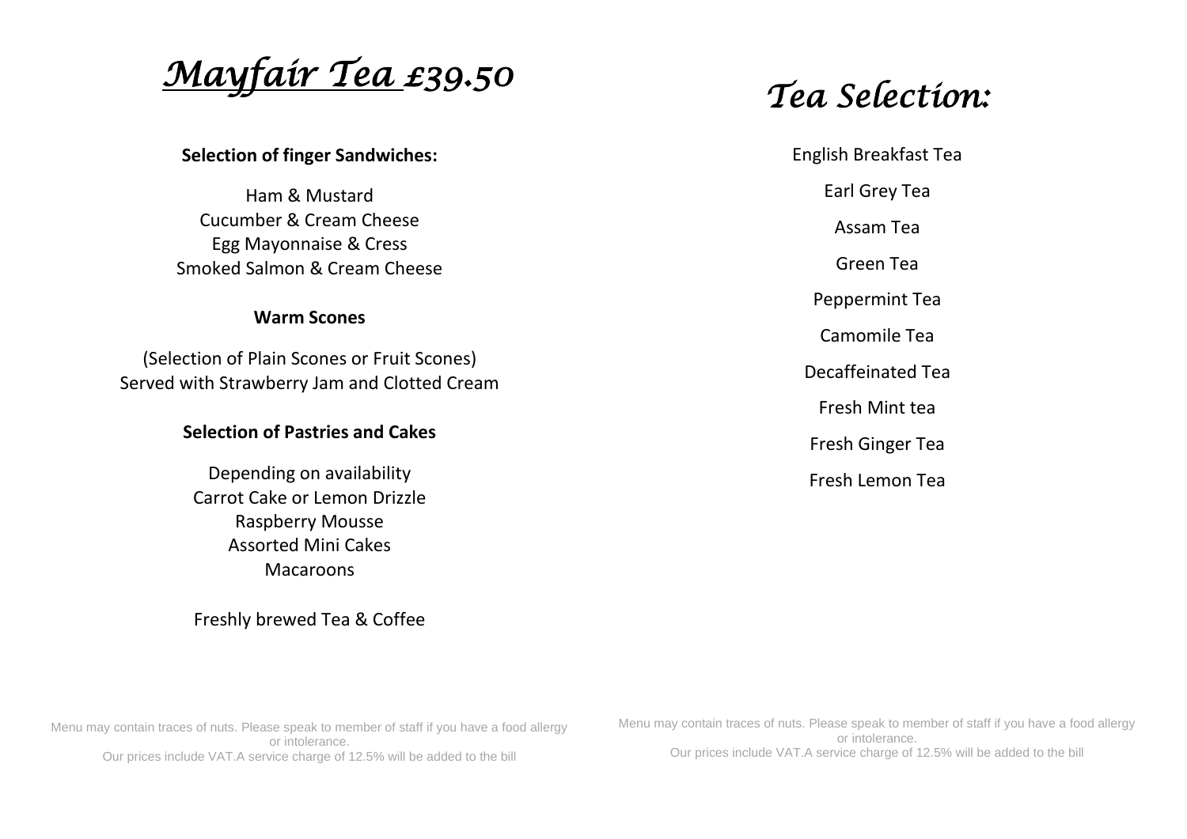# *Mayfair Tea £39.50*

**Selection of finger Sandwiches:**

Ham & Mustard
Cucumber & Cream Cheese
Egg Mayonnaise & Cress
Smoked Salmon & Cream Cheese

**Warm Scones**

(Selection of Plain Scones or Fruit Scones)
Served with Strawberry Jam and Clotted Cream

**Selection of Pastries and Cakes**

Depending on availability
Carrot Cake or Lemon Drizzle
Raspberry Mousse
Assorted Mini Cakes
Macaroons

Freshly brewed Tea & Coffee

Menu may contain traces of nuts. Please speak to member of staff if you have a food allergy or intolerance.
Our prices include VAT.A service charge of 12.5% will be added to the bill

# *Tea Selection:*

English Breakfast Tea

Earl Grey Tea

Assam Tea

Green Tea

Peppermint Tea

Camomile Tea

Decaffeinated Tea

Fresh Mint tea

Fresh Ginger Tea

Fresh Lemon Tea

Menu may contain traces of nuts. Please speak to member of staff if you have a food allergy or intolerance.
Our prices include VAT.A service charge of 12.5% will be added to the bill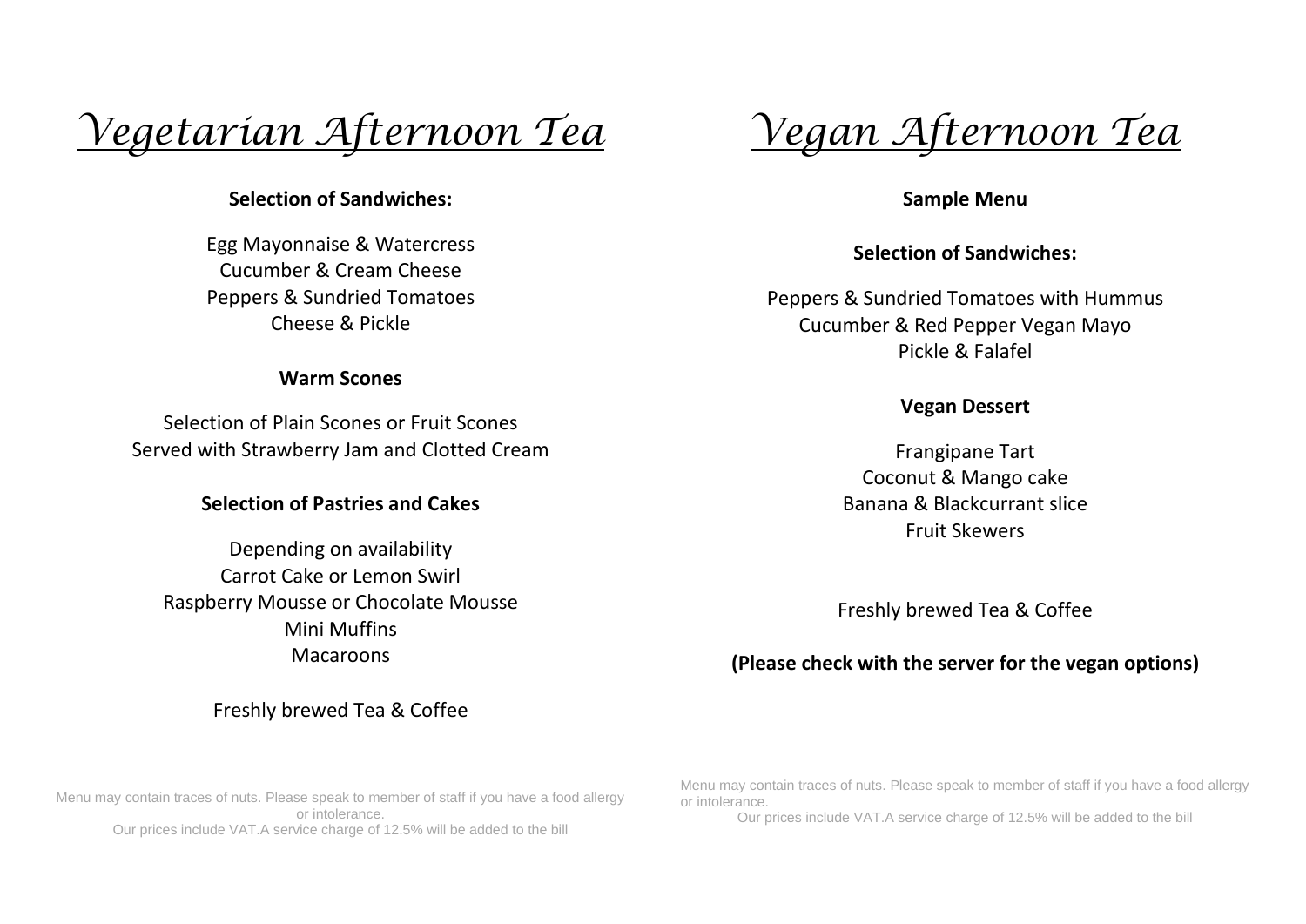# Vegetarian Afternoon Tea

**Selection of Sandwiches:**

Egg Mayonnaise & Watercress
Cucumber & Cream Cheese
Peppers & Sundried Tomatoes
Cheese & Pickle

**Warm Scones**

Selection of Plain Scones or Fruit Scones
Served with Strawberry Jam and Clotted Cream

**Selection of Pastries and Cakes**

Depending on availability
Carrot Cake or Lemon Swirl
Raspberry Mousse or Chocolate Mousse
Mini Muffins
Macaroons

Freshly brewed Tea & Coffee

Menu may contain traces of nuts. Please speak to member of staff if you have a food allergy or intolerance.
Our prices include VAT.A service charge of 12.5% will be added to the bill

# Vegan Afternoon Tea

**Sample Menu**

**Selection of Sandwiches:**

Peppers & Sundried Tomatoes with Hummus
Cucumber & Red Pepper Vegan Mayo
Pickle & Falafel

**Vegan Dessert**

Frangipane Tart
Coconut & Mango cake
Banana & Blackcurrant slice
Fruit Skewers

Freshly brewed Tea & Coffee

**(Please check with the server for the vegan options)**

Menu may contain traces of nuts. Please speak to member of staff if you have a food allergy or intolerance.
Our prices include VAT.A service charge of 12.5% will be added to the bill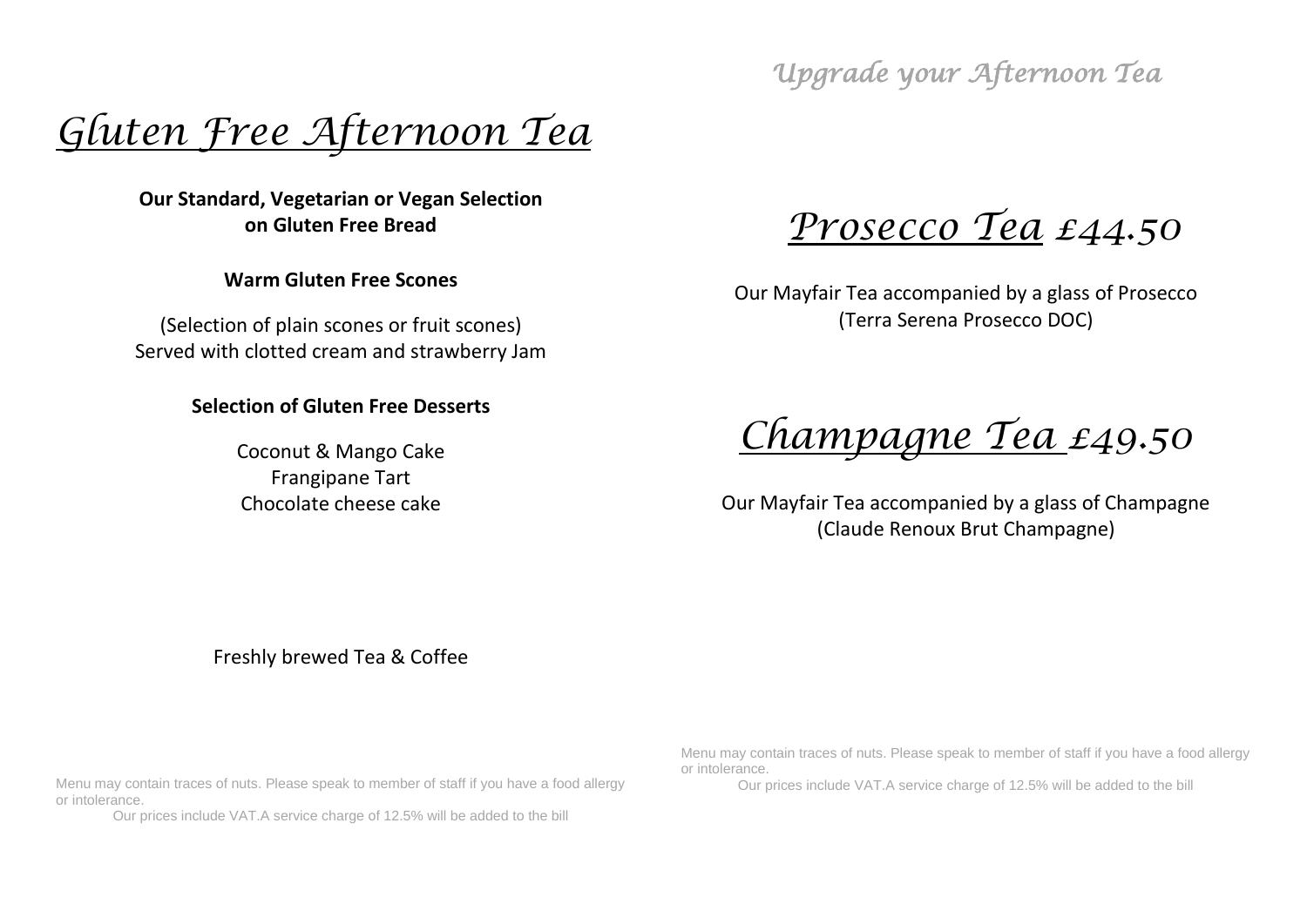# *Gluten Free Afternoon Tea*

**Our Standard, Vegetarian or Vegan Selection on Gluten Free Bread**

**Warm Gluten Free Scones**

(Selection of plain scones or fruit scones)
Served with clotted cream and strawberry Jam

**Selection of Gluten Free Desserts**

Coconut & Mango Cake
Frangipane Tart
Chocolate cheese cake

Freshly brewed Tea & Coffee

Menu may contain traces of nuts. Please speak to member of staff if you have a food allergy or intolerance.
Our prices include VAT.A service charge of 12.5% will be added to the bill

*Upgrade your Afternoon Tea*

## *Prosecco Tea £44.50*

Our Mayfair Tea accompanied by a glass of Prosecco
(Terra Serena Prosecco DOC)

## *Champagne Tea £49.50*

Our Mayfair Tea accompanied by a glass of Champagne
(Claude Renoux Brut Champagne)

Menu may contain traces of nuts. Please speak to member of staff if you have a food allergy or intolerance.
Our prices include VAT.A service charge of 12.5% will be added to the bill